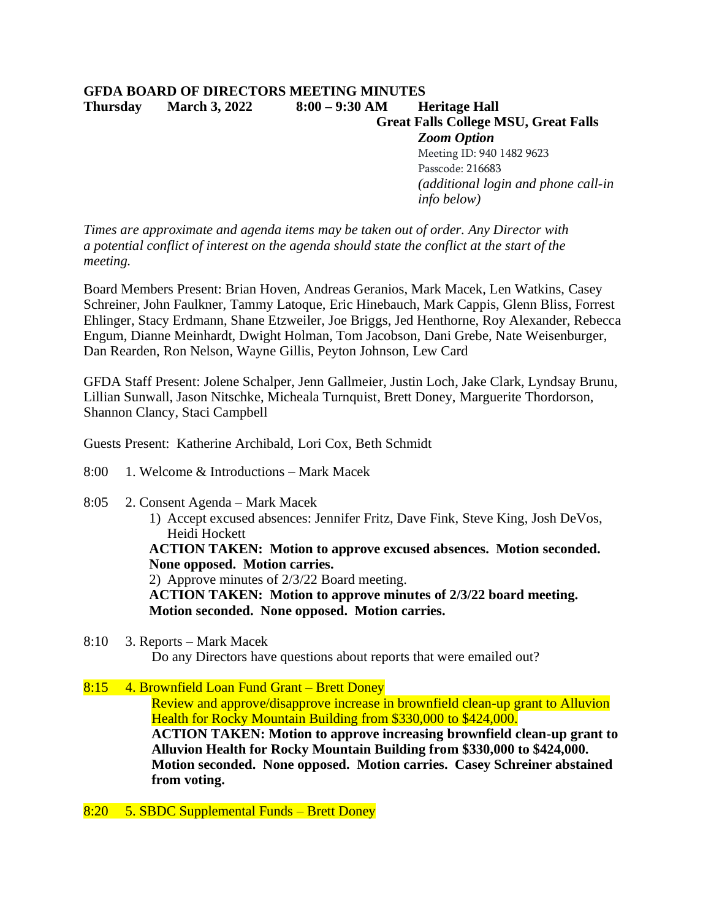# GFDA BOARD OF DIRECTORS MEETING MINUTES

**Thursday March 3, 2022 8:00 – 9:30 AM Heritage Hall**
**Great Falls College MSU, Great Falls**
***Zoom Option***
Meeting ID: 940 1482 9623
Passcode: 216683
*(additional login and phone call-in info below)*

*Times are approximate and agenda items may be taken out of order. Any Director with a potential conflict of interest on the agenda should state the conflict at the start of the meeting.*

Board Members Present: Brian Hoven, Andreas Geranios, Mark Macek, Len Watkins, Casey Schreiner, John Faulkner, Tammy Latoque, Eric Hinebauch, Mark Cappis, Glenn Bliss, Forrest Ehlinger, Stacy Erdmann, Shane Etzweiler, Joe Briggs, Jed Henthorne, Roy Alexander, Rebecca Engum, Dianne Meinhardt, Dwight Holman, Tom Jacobson, Dani Grebe, Nate Weisenburger, Dan Rearden, Ron Nelson, Wayne Gillis, Peyton Johnson, Lew Card

GFDA Staff Present: Jolene Schalper, Jenn Gallmeier, Justin Loch, Jake Clark, Lyndsay Brunu, Lillian Sunwall, Jason Nitschke, Micheala Turnquist, Brett Doney, Marguerite Thordorson, Shannon Clancy, Staci Campbell

Guests Present: Katherine Archibald, Lori Cox, Beth Schmidt

8:00 1. Welcome & Introductions – Mark Macek

8:05 2. Consent Agenda – Mark Macek

1) Accept excused absences: Jennifer Fritz, Dave Fink, Steve King, Josh DeVos, Heidi Hockett

**ACTION TAKEN: Motion to approve excused absences. Motion seconded. None opposed. Motion carries.**

2) Approve minutes of 2/3/22 Board meeting.

**ACTION TAKEN: Motion to approve minutes of 2/3/22 board meeting. Motion seconded. None opposed. Motion carries.**

8:10 3. Reports – Mark Macek

Do any Directors have questions about reports that were emailed out?

8:15 4. Brownfield Loan Fund Grant – Brett Doney

Review and approve/disapprove increase in brownfield clean-up grant to Alluvion Health for Rocky Mountain Building from $330,000 to $424,000.

**ACTION TAKEN: Motion to approve increasing brownfield clean-up grant to Alluvion Health for Rocky Mountain Building from $330,000 to $424,000. Motion seconded. None opposed. Motion carries. Casey Schreiner abstained from voting.**

8:20 5. SBDC Supplemental Funds – Brett Doney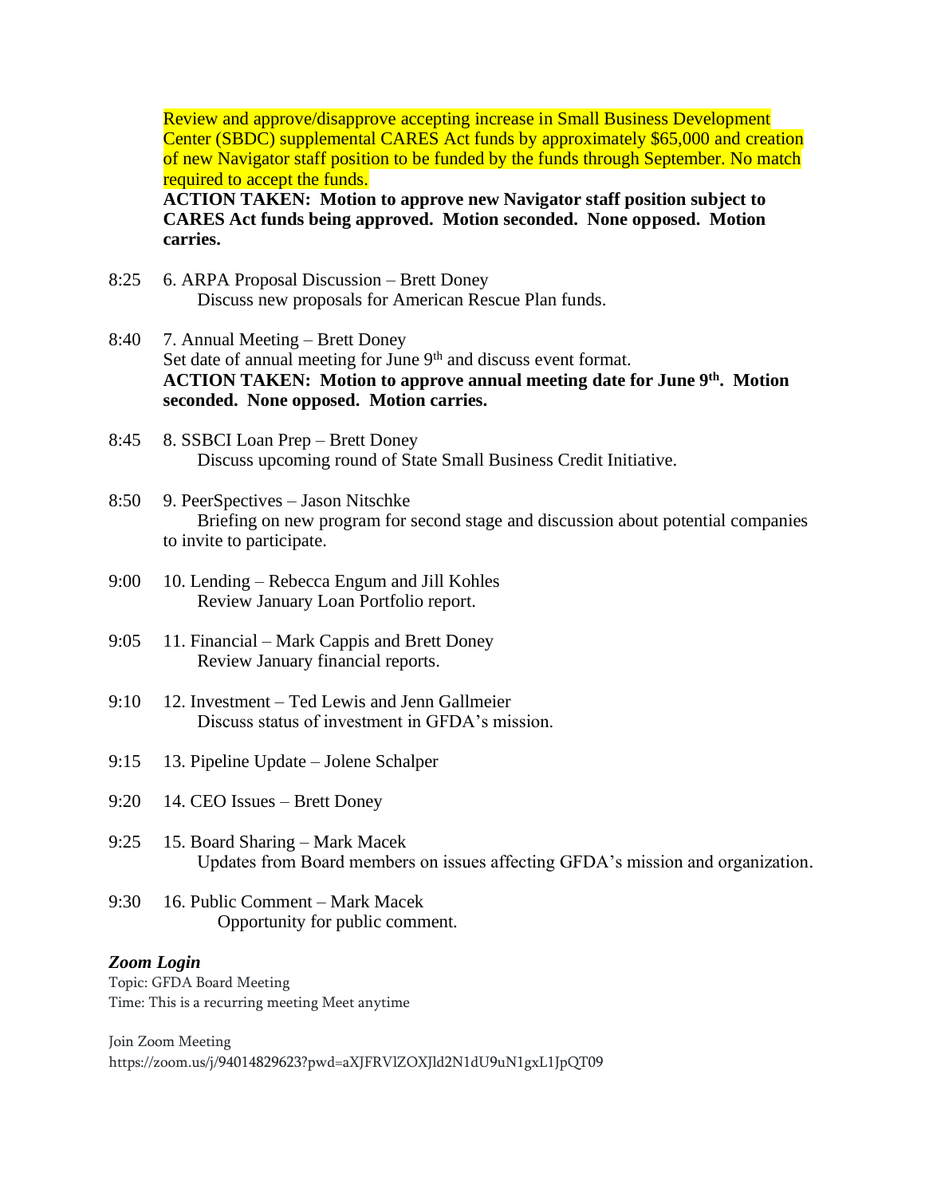Review and approve/disapprove accepting increase in Small Business Development Center (SBDC) supplemental CARES Act funds by approximately $65,000 and creation of new Navigator staff position to be funded by the funds through September. No match required to accept the funds.

**ACTION TAKEN: Motion to approve new Navigator staff position subject to CARES Act funds being approved. Motion seconded. None opposed. Motion carries.**

8:25 6. ARPA Proposal Discussion – Brett Doney
Discuss new proposals for American Rescue Plan funds.

8:40 7. Annual Meeting – Brett Doney
Set date of annual meeting for June 9th and discuss event format.
**ACTION TAKEN: Motion to approve annual meeting date for June 9th. Motion seconded. None opposed. Motion carries.**

8:45 8. SSBCI Loan Prep – Brett Doney
Discuss upcoming round of State Small Business Credit Initiative.

8:50 9. PeerSpectives – Jason Nitschke
Briefing on new program for second stage and discussion about potential companies to invite to participate.

9:00 10. Lending – Rebecca Engum and Jill Kohles
Review January Loan Portfolio report.

9:05 11. Financial – Mark Cappis and Brett Doney
Review January financial reports.

9:10 12. Investment – Ted Lewis and Jenn Gallmeier
Discuss status of investment in GFDA's mission.

9:15 13. Pipeline Update – Jolene Schalper

9:20 14. CEO Issues – Brett Doney

9:25 15. Board Sharing – Mark Macek
Updates from Board members on issues affecting GFDA's mission and organization.

9:30 16. Public Comment – Mark Macek
Opportunity for public comment.

***Zoom Login***

Topic: GFDA Board Meeting
Time: This is a recurring meeting Meet anytime

Join Zoom Meeting
https://zoom.us/j/94014829623?pwd=aXJFRVlZOXJld2N1dU9uN1gxL1JpQT09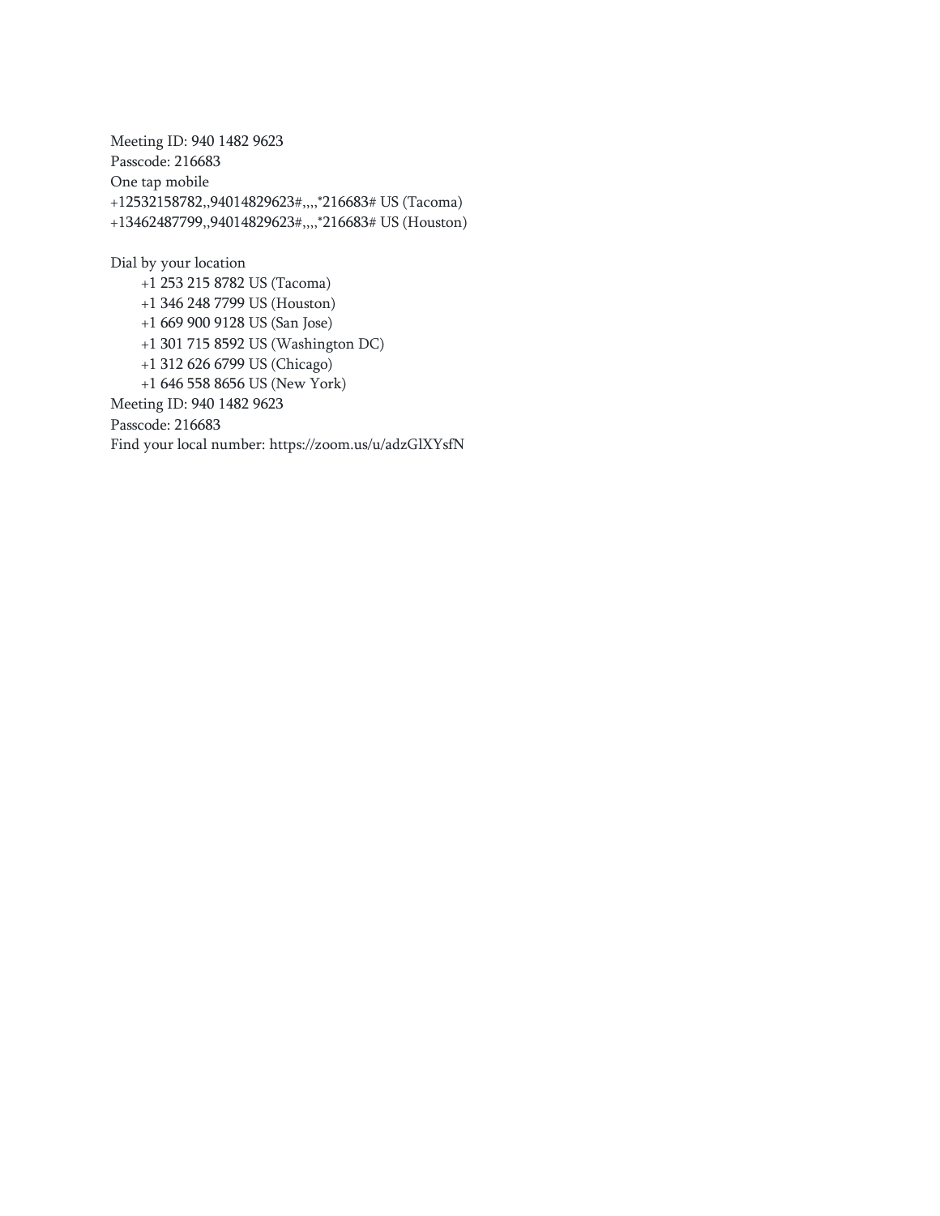Meeting ID: 940 1482 9623
Passcode: 216683
One tap mobile
+12532158782,,94014829623#,,,,*216683# US (Tacoma)
+13462487799,,94014829623#,,,,*216683# US (Houston)

Dial by your location
- +1 253 215 8782 US (Tacoma)
- +1 346 248 7799 US (Houston)
- +1 669 900 9128 US (San Jose)
- +1 301 715 8592 US (Washington DC)
- +1 312 626 6799 US (Chicago)
- +1 646 558 8656 US (New York)

Meeting ID: 940 1482 9623
Passcode: 216683
Find your local number: https://zoom.us/u/adzGlXYsfN